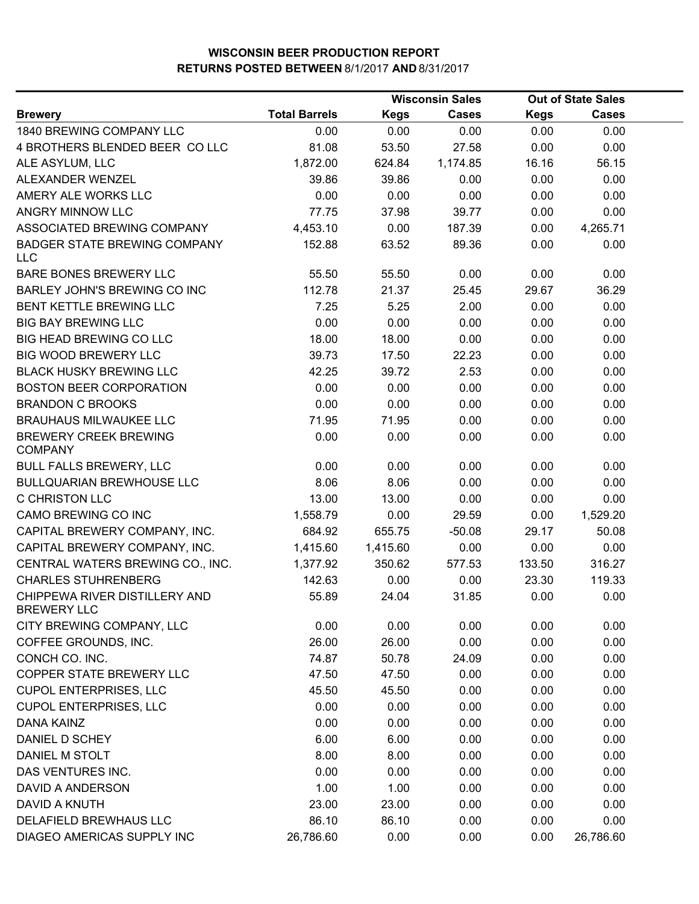# WISCONSIN BEER PRODUCTION REPORT
## RETURNS POSTED BETWEEN 8/1/2017 AND 8/31/2017

| Brewery | Total Barrels | Wisconsin Sales Kegs | Wisconsin Sales Cases | Out of State Sales Kegs | Out of State Sales Cases |
|---|---|---|---|---|---|
| 1840 BREWING COMPANY LLC | 0.00 | 0.00 | 0.00 | 0.00 | 0.00 |
| 4 BROTHERS BLENDED BEER CO LLC | 81.08 | 53.50 | 27.58 | 0.00 | 0.00 |
| ALE ASYLUM, LLC | 1,872.00 | 624.84 | 1,174.85 | 16.16 | 56.15 |
| ALEXANDER WENZEL | 39.86 | 39.86 | 0.00 | 0.00 | 0.00 |
| AMERY ALE WORKS LLC | 0.00 | 0.00 | 0.00 | 0.00 | 0.00 |
| ANGRY MINNOW LLC | 77.75 | 37.98 | 39.77 | 0.00 | 0.00 |
| ASSOCIATED BREWING COMPANY | 4,453.10 | 0.00 | 187.39 | 0.00 | 4,265.71 |
| BADGER STATE BREWING COMPANY LLC | 152.88 | 63.52 | 89.36 | 0.00 | 0.00 |
| BARE BONES BREWERY LLC | 55.50 | 55.50 | 0.00 | 0.00 | 0.00 |
| BARLEY JOHN'S BREWING CO INC | 112.78 | 21.37 | 25.45 | 29.67 | 36.29 |
| BENT KETTLE BREWING LLC | 7.25 | 5.25 | 2.00 | 0.00 | 0.00 |
| BIG BAY BREWING LLC | 0.00 | 0.00 | 0.00 | 0.00 | 0.00 |
| BIG HEAD BREWING CO LLC | 18.00 | 18.00 | 0.00 | 0.00 | 0.00 |
| BIG WOOD BREWERY LLC | 39.73 | 17.50 | 22.23 | 0.00 | 0.00 |
| BLACK HUSKY BREWING LLC | 42.25 | 39.72 | 2.53 | 0.00 | 0.00 |
| BOSTON BEER CORPORATION | 0.00 | 0.00 | 0.00 | 0.00 | 0.00 |
| BRANDON C BROOKS | 0.00 | 0.00 | 0.00 | 0.00 | 0.00 |
| BRAUHAUS MILWAUKEE LLC | 71.95 | 71.95 | 0.00 | 0.00 | 0.00 |
| BREWERY CREEK BREWING COMPANY | 0.00 | 0.00 | 0.00 | 0.00 | 0.00 |
| BULL FALLS BREWERY, LLC | 0.00 | 0.00 | 0.00 | 0.00 | 0.00 |
| BULLQUARIAN BREWHOUSE LLC | 8.06 | 8.06 | 0.00 | 0.00 | 0.00 |
| C CHRISTON LLC | 13.00 | 13.00 | 0.00 | 0.00 | 0.00 |
| CAMO BREWING CO INC | 1,558.79 | 0.00 | 29.59 | 0.00 | 1,529.20 |
| CAPITAL BREWERY COMPANY, INC. | 684.92 | 655.75 | -50.08 | 29.17 | 50.08 |
| CAPITAL BREWERY COMPANY, INC. | 1,415.60 | 1,415.60 | 0.00 | 0.00 | 0.00 |
| CENTRAL WATERS BREWING CO., INC. | 1,377.92 | 350.62 | 577.53 | 133.50 | 316.27 |
| CHARLES STUHRENBERG | 142.63 | 0.00 | 0.00 | 23.30 | 119.33 |
| CHIPPEWA RIVER DISTILLERY AND BREWERY LLC | 55.89 | 24.04 | 31.85 | 0.00 | 0.00 |
| CITY BREWING COMPANY, LLC | 0.00 | 0.00 | 0.00 | 0.00 | 0.00 |
| COFFEE GROUNDS, INC. | 26.00 | 26.00 | 0.00 | 0.00 | 0.00 |
| CONCH CO. INC. | 74.87 | 50.78 | 24.09 | 0.00 | 0.00 |
| COPPER STATE BREWERY LLC | 47.50 | 47.50 | 0.00 | 0.00 | 0.00 |
| CUPOL ENTERPRISES, LLC | 45.50 | 45.50 | 0.00 | 0.00 | 0.00 |
| CUPOL ENTERPRISES, LLC | 0.00 | 0.00 | 0.00 | 0.00 | 0.00 |
| DANA KAINZ | 0.00 | 0.00 | 0.00 | 0.00 | 0.00 |
| DANIEL D SCHEY | 6.00 | 6.00 | 0.00 | 0.00 | 0.00 |
| DANIEL M STOLT | 8.00 | 8.00 | 0.00 | 0.00 | 0.00 |
| DAS VENTURES INC. | 0.00 | 0.00 | 0.00 | 0.00 | 0.00 |
| DAVID A ANDERSON | 1.00 | 1.00 | 0.00 | 0.00 | 0.00 |
| DAVID A KNUTH | 23.00 | 23.00 | 0.00 | 0.00 | 0.00 |
| DELAFIELD BREWHAUS LLC | 86.10 | 86.10 | 0.00 | 0.00 | 0.00 |
| DIAGEO AMERICAS SUPPLY INC | 26,786.60 | 0.00 | 0.00 | 0.00 | 26,786.60 |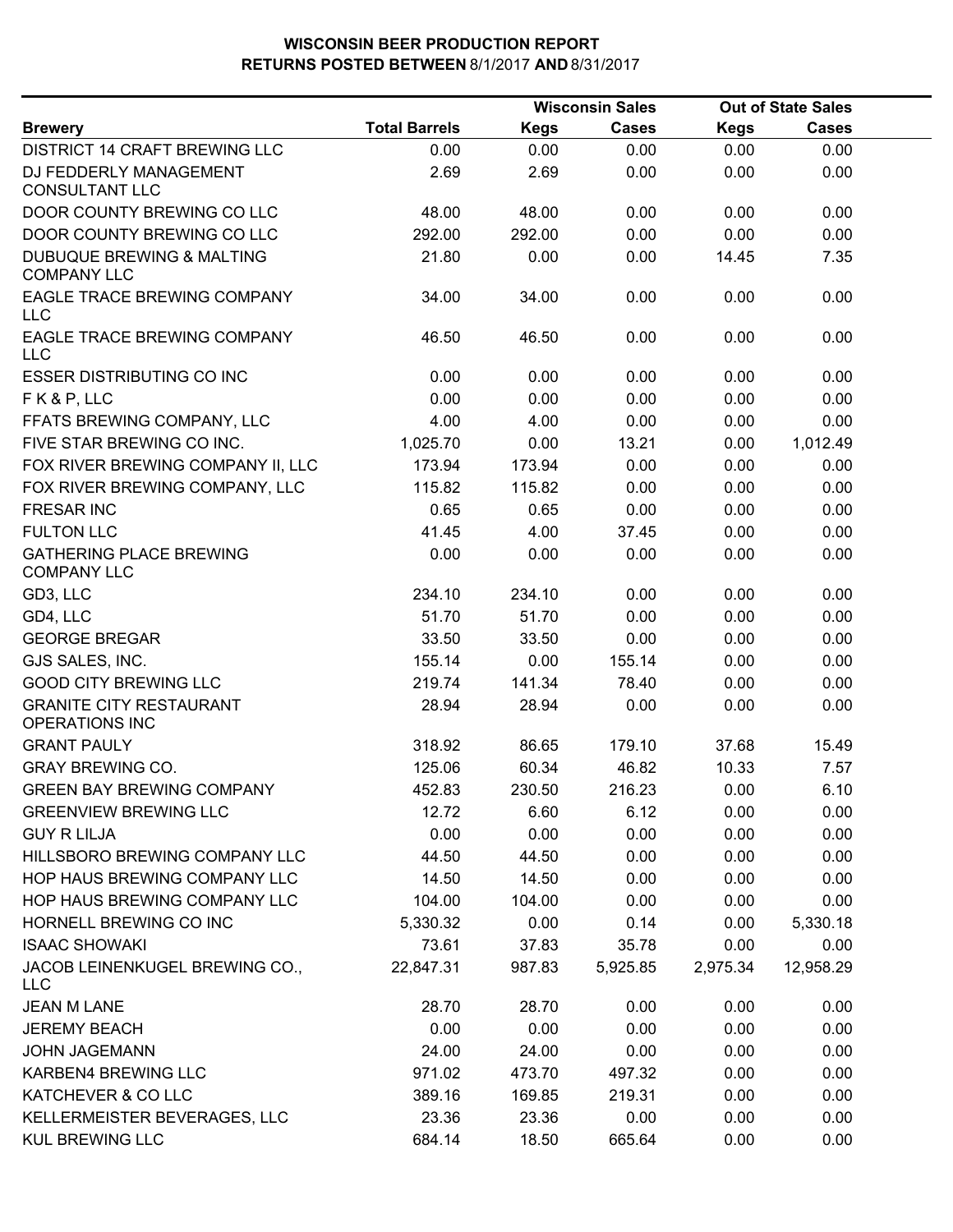# WISCONSIN BEER PRODUCTION REPORT
## RETURNS POSTED BETWEEN 8/1/2017 AND 8/31/2017

| Brewery | Total Barrels | Wisconsin Sales Kegs | Wisconsin Sales Cases | Out of State Sales Kegs | Out of State Sales Cases |
|---|---|---|---|---|---|
| DISTRICT 14 CRAFT BREWING LLC | 0.00 | 0.00 | 0.00 | 0.00 | 0.00 |
| DJ FEDDERLY MANAGEMENT CONSULTANT LLC | 2.69 | 2.69 | 0.00 | 0.00 | 0.00 |
| DOOR COUNTY BREWING CO LLC | 48.00 | 48.00 | 0.00 | 0.00 | 0.00 |
| DOOR COUNTY BREWING CO LLC | 292.00 | 292.00 | 0.00 | 0.00 | 0.00 |
| DUBUQUE BREWING & MALTING COMPANY LLC | 21.80 | 0.00 | 0.00 | 14.45 | 7.35 |
| EAGLE TRACE BREWING COMPANY LLC | 34.00 | 34.00 | 0.00 | 0.00 | 0.00 |
| EAGLE TRACE BREWING COMPANY LLC | 46.50 | 46.50 | 0.00 | 0.00 | 0.00 |
| ESSER DISTRIBUTING CO INC | 0.00 | 0.00 | 0.00 | 0.00 | 0.00 |
| F K & P, LLC | 0.00 | 0.00 | 0.00 | 0.00 | 0.00 |
| FFATS BREWING COMPANY, LLC | 4.00 | 4.00 | 0.00 | 0.00 | 0.00 |
| FIVE STAR BREWING CO INC. | 1,025.70 | 0.00 | 13.21 | 0.00 | 1,012.49 |
| FOX RIVER BREWING COMPANY II, LLC | 173.94 | 173.94 | 0.00 | 0.00 | 0.00 |
| FOX RIVER BREWING COMPANY, LLC | 115.82 | 115.82 | 0.00 | 0.00 | 0.00 |
| FRESAR INC | 0.65 | 0.65 | 0.00 | 0.00 | 0.00 |
| FULTON LLC | 41.45 | 4.00 | 37.45 | 0.00 | 0.00 |
| GATHERING PLACE BREWING COMPANY LLC | 0.00 | 0.00 | 0.00 | 0.00 | 0.00 |
| GD3, LLC | 234.10 | 234.10 | 0.00 | 0.00 | 0.00 |
| GD4, LLC | 51.70 | 51.70 | 0.00 | 0.00 | 0.00 |
| GEORGE BREGAR | 33.50 | 33.50 | 0.00 | 0.00 | 0.00 |
| GJS SALES, INC. | 155.14 | 0.00 | 155.14 | 0.00 | 0.00 |
| GOOD CITY BREWING LLC | 219.74 | 141.34 | 78.40 | 0.00 | 0.00 |
| GRANITE CITY RESTAURANT OPERATIONS INC | 28.94 | 28.94 | 0.00 | 0.00 | 0.00 |
| GRANT PAULY | 318.92 | 86.65 | 179.10 | 37.68 | 15.49 |
| GRAY BREWING CO. | 125.06 | 60.34 | 46.82 | 10.33 | 7.57 |
| GREEN BAY BREWING COMPANY | 452.83 | 230.50 | 216.23 | 0.00 | 6.10 |
| GREENVIEW BREWING LLC | 12.72 | 6.60 | 6.12 | 0.00 | 0.00 |
| GUY R LILJA | 0.00 | 0.00 | 0.00 | 0.00 | 0.00 |
| HILLSBORO BREWING COMPANY LLC | 44.50 | 44.50 | 0.00 | 0.00 | 0.00 |
| HOP HAUS BREWING COMPANY LLC | 14.50 | 14.50 | 0.00 | 0.00 | 0.00 |
| HOP HAUS BREWING COMPANY LLC | 104.00 | 104.00 | 0.00 | 0.00 | 0.00 |
| HORNELL BREWING CO INC | 5,330.32 | 0.00 | 0.14 | 0.00 | 5,330.18 |
| ISAAC SHOWAKI | 73.61 | 37.83 | 35.78 | 0.00 | 0.00 |
| JACOB LEINENKUGEL BREWING CO., LLC | 22,847.31 | 987.83 | 5,925.85 | 2,975.34 | 12,958.29 |
| JEAN M LANE | 28.70 | 28.70 | 0.00 | 0.00 | 0.00 |
| JEREMY BEACH | 0.00 | 0.00 | 0.00 | 0.00 | 0.00 |
| JOHN JAGEMANN | 24.00 | 24.00 | 0.00 | 0.00 | 0.00 |
| KARBEN4 BREWING LLC | 971.02 | 473.70 | 497.32 | 0.00 | 0.00 |
| KATCHEVER & CO LLC | 389.16 | 169.85 | 219.31 | 0.00 | 0.00 |
| KELLERMEISTER BEVERAGES, LLC | 23.36 | 23.36 | 0.00 | 0.00 | 0.00 |
| KUL BREWING LLC | 684.14 | 18.50 | 665.64 | 0.00 | 0.00 |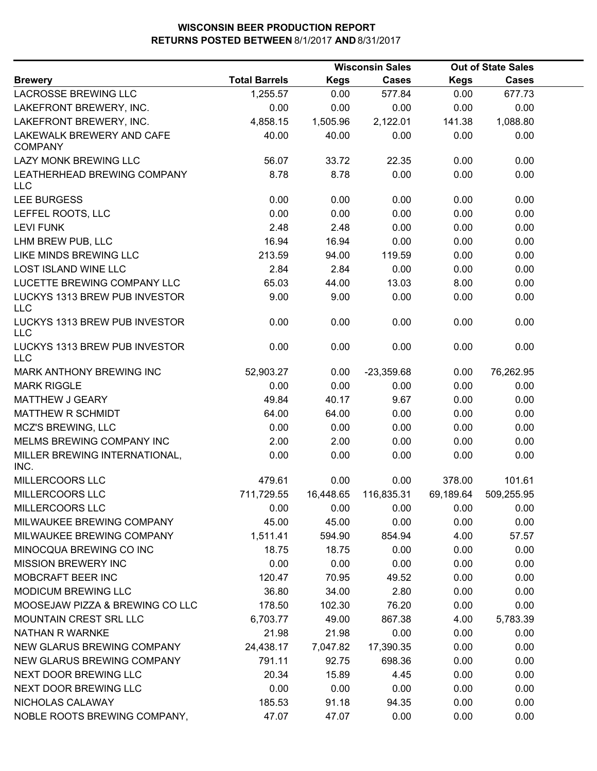**WISCONSIN BEER PRODUCTION REPORT**
**RETURNS POSTED BETWEEN 8/1/2017 AND 8/31/2017**

| | | Wisconsin Sales | | Out of State Sales | |
|---|---|---|---|---|---|
| **Brewery** | **Total Barrels** | **Kegs** | **Cases** | **Kegs** | **Cases** |
| LACROSSE BREWING LLC | 1,255.57 | 0.00 | 577.84 | 0.00 | 677.73 |
| LAKEFRONT BREWERY, INC. | 0.00 | 0.00 | 0.00 | 0.00 | 0.00 |
| LAKEFRONT BREWERY, INC. | 4,858.15 | 1,505.96 | 2,122.01 | 141.38 | 1,088.80 |
| LAKEWALK BREWERY AND CAFE COMPANY | 40.00 | 40.00 | 0.00 | 0.00 | 0.00 |
| LAZY MONK BREWING LLC | 56.07 | 33.72 | 22.35 | 0.00 | 0.00 |
| LEATHERHEAD BREWING COMPANY LLC | 8.78 | 8.78 | 0.00 | 0.00 | 0.00 |
| LEE BURGESS | 0.00 | 0.00 | 0.00 | 0.00 | 0.00 |
| LEFFEL ROOTS, LLC | 0.00 | 0.00 | 0.00 | 0.00 | 0.00 |
| LEVI FUNK | 2.48 | 2.48 | 0.00 | 0.00 | 0.00 |
| LHM BREW PUB, LLC | 16.94 | 16.94 | 0.00 | 0.00 | 0.00 |
| LIKE MINDS BREWING LLC | 213.59 | 94.00 | 119.59 | 0.00 | 0.00 |
| LOST ISLAND WINE LLC | 2.84 | 2.84 | 0.00 | 0.00 | 0.00 |
| LUCETTE BREWING COMPANY LLC | 65.03 | 44.00 | 13.03 | 8.00 | 0.00 |
| LUCKYS 1313 BREW PUB INVESTOR LLC | 9.00 | 9.00 | 0.00 | 0.00 | 0.00 |
| LUCKYS 1313 BREW PUB INVESTOR LLC | 0.00 | 0.00 | 0.00 | 0.00 | 0.00 |
| LUCKYS 1313 BREW PUB INVESTOR LLC | 0.00 | 0.00 | 0.00 | 0.00 | 0.00 |
| MARK ANTHONY BREWING INC | 52,903.27 | 0.00 | -23,359.68 | 0.00 | 76,262.95 |
| MARK RIGGLE | 0.00 | 0.00 | 0.00 | 0.00 | 0.00 |
| MATTHEW J GEARY | 49.84 | 40.17 | 9.67 | 0.00 | 0.00 |
| MATTHEW R SCHMIDT | 64.00 | 64.00 | 0.00 | 0.00 | 0.00 |
| MCZ'S BREWING, LLC | 0.00 | 0.00 | 0.00 | 0.00 | 0.00 |
| MELMS BREWING COMPANY INC | 2.00 | 2.00 | 0.00 | 0.00 | 0.00 |
| MILLER BREWING INTERNATIONAL, INC. | 0.00 | 0.00 | 0.00 | 0.00 | 0.00 |
| MILLERCOORS LLC | 479.61 | 0.00 | 0.00 | 378.00 | 101.61 |
| MILLERCOORS LLC | 711,729.55 | 16,448.65 | 116,835.31 | 69,189.64 | 509,255.95 |
| MILLERCOORS LLC | 0.00 | 0.00 | 0.00 | 0.00 | 0.00 |
| MILWAUKEE BREWING COMPANY | 45.00 | 45.00 | 0.00 | 0.00 | 0.00 |
| MILWAUKEE BREWING COMPANY | 1,511.41 | 594.90 | 854.94 | 4.00 | 57.57 |
| MINOCQUA BREWING CO INC | 18.75 | 18.75 | 0.00 | 0.00 | 0.00 |
| MISSION BREWERY INC | 0.00 | 0.00 | 0.00 | 0.00 | 0.00 |
| MOBCRAFT BEER INC | 120.47 | 70.95 | 49.52 | 0.00 | 0.00 |
| MODICUM BREWING LLC | 36.80 | 34.00 | 2.80 | 0.00 | 0.00 |
| MOOSEJAW PIZZA & BREWING CO LLC | 178.50 | 102.30 | 76.20 | 0.00 | 0.00 |
| MOUNTAIN CREST SRL LLC | 6,703.77 | 49.00 | 867.38 | 4.00 | 5,783.39 |
| NATHAN R WARNKE | 21.98 | 21.98 | 0.00 | 0.00 | 0.00 |
| NEW GLARUS BREWING COMPANY | 24,438.17 | 7,047.82 | 17,390.35 | 0.00 | 0.00 |
| NEW GLARUS BREWING COMPANY | 791.11 | 92.75 | 698.36 | 0.00 | 0.00 |
| NEXT DOOR BREWING LLC | 20.34 | 15.89 | 4.45 | 0.00 | 0.00 |
| NEXT DOOR BREWING LLC | 0.00 | 0.00 | 0.00 | 0.00 | 0.00 |
| NICHOLAS CALAWAY | 185.53 | 91.18 | 94.35 | 0.00 | 0.00 |
| NOBLE ROOTS BREWING COMPANY, | 47.07 | 47.07 | 0.00 | 0.00 | 0.00 |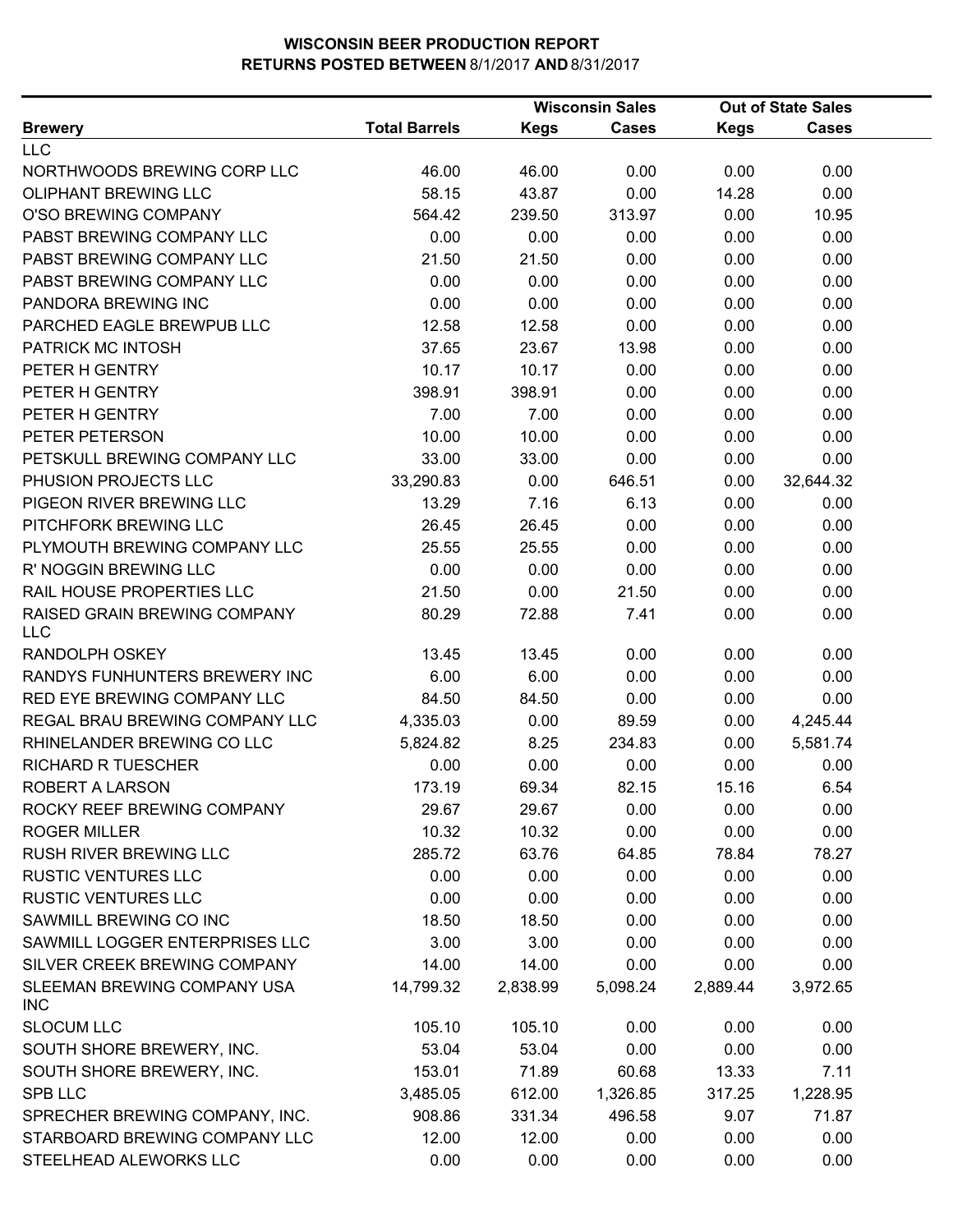**WISCONSIN BEER PRODUCTION REPORT**
**RETURNS POSTED BETWEEN** 8/1/2017 **AND** 8/31/2017

| Brewery | Total Barrels | Wisconsin Sales Kegs | Wisconsin Sales Cases | Out of State Sales Kegs | Out of State Sales Cases |
|---|---|---|---|---|---|
| LLC | | | | | |
| NORTHWOODS BREWING CORP LLC | 46.00 | 46.00 | 0.00 | 0.00 | 0.00 |
| OLIPHANT BREWING LLC | 58.15 | 43.87 | 0.00 | 14.28 | 0.00 |
| O'SO BREWING COMPANY | 564.42 | 239.50 | 313.97 | 0.00 | 10.95 |
| PABST BREWING COMPANY LLC | 0.00 | 0.00 | 0.00 | 0.00 | 0.00 |
| PABST BREWING COMPANY LLC | 21.50 | 21.50 | 0.00 | 0.00 | 0.00 |
| PABST BREWING COMPANY LLC | 0.00 | 0.00 | 0.00 | 0.00 | 0.00 |
| PANDORA BREWING INC | 0.00 | 0.00 | 0.00 | 0.00 | 0.00 |
| PARCHED EAGLE BREWPUB LLC | 12.58 | 12.58 | 0.00 | 0.00 | 0.00 |
| PATRICK MC INTOSH | 37.65 | 23.67 | 13.98 | 0.00 | 0.00 |
| PETER H GENTRY | 10.17 | 10.17 | 0.00 | 0.00 | 0.00 |
| PETER H GENTRY | 398.91 | 398.91 | 0.00 | 0.00 | 0.00 |
| PETER H GENTRY | 7.00 | 7.00 | 0.00 | 0.00 | 0.00 |
| PETER PETERSON | 10.00 | 10.00 | 0.00 | 0.00 | 0.00 |
| PETSKULL BREWING COMPANY LLC | 33.00 | 33.00 | 0.00 | 0.00 | 0.00 |
| PHUSION PROJECTS LLC | 33,290.83 | 0.00 | 646.51 | 0.00 | 32,644.32 |
| PIGEON RIVER BREWING LLC | 13.29 | 7.16 | 6.13 | 0.00 | 0.00 |
| PITCHFORK BREWING LLC | 26.45 | 26.45 | 0.00 | 0.00 | 0.00 |
| PLYMOUTH BREWING COMPANY LLC | 25.55 | 25.55 | 0.00 | 0.00 | 0.00 |
| R' NOGGIN BREWING LLC | 0.00 | 0.00 | 0.00 | 0.00 | 0.00 |
| RAIL HOUSE PROPERTIES LLC | 21.50 | 0.00 | 21.50 | 0.00 | 0.00 |
| RAISED GRAIN BREWING COMPANY LLC | 80.29 | 72.88 | 7.41 | 0.00 | 0.00 |
| RANDOLPH OSKEY | 13.45 | 13.45 | 0.00 | 0.00 | 0.00 |
| RANDYS FUNHUNTERS BREWERY INC | 6.00 | 6.00 | 0.00 | 0.00 | 0.00 |
| RED EYE BREWING COMPANY LLC | 84.50 | 84.50 | 0.00 | 0.00 | 0.00 |
| REGAL BRAU BREWING COMPANY LLC | 4,335.03 | 0.00 | 89.59 | 0.00 | 4,245.44 |
| RHINELANDER BREWING CO LLC | 5,824.82 | 8.25 | 234.83 | 0.00 | 5,581.74 |
| RICHARD R TUESCHER | 0.00 | 0.00 | 0.00 | 0.00 | 0.00 |
| ROBERT A LARSON | 173.19 | 69.34 | 82.15 | 15.16 | 6.54 |
| ROCKY REEF BREWING COMPANY | 29.67 | 29.67 | 0.00 | 0.00 | 0.00 |
| ROGER MILLER | 10.32 | 10.32 | 0.00 | 0.00 | 0.00 |
| RUSH RIVER BREWING LLC | 285.72 | 63.76 | 64.85 | 78.84 | 78.27 |
| RUSTIC VENTURES LLC | 0.00 | 0.00 | 0.00 | 0.00 | 0.00 |
| RUSTIC VENTURES LLC | 0.00 | 0.00 | 0.00 | 0.00 | 0.00 |
| SAWMILL BREWING CO INC | 18.50 | 18.50 | 0.00 | 0.00 | 0.00 |
| SAWMILL LOGGER ENTERPRISES LLC | 3.00 | 3.00 | 0.00 | 0.00 | 0.00 |
| SILVER CREEK BREWING COMPANY | 14.00 | 14.00 | 0.00 | 0.00 | 0.00 |
| SLEEMAN BREWING COMPANY USA INC | 14,799.32 | 2,838.99 | 5,098.24 | 2,889.44 | 3,972.65 |
| SLOCUM LLC | 105.10 | 105.10 | 0.00 | 0.00 | 0.00 |
| SOUTH SHORE BREWERY, INC. | 53.04 | 53.04 | 0.00 | 0.00 | 0.00 |
| SOUTH SHORE BREWERY, INC. | 153.01 | 71.89 | 60.68 | 13.33 | 7.11 |
| SPB LLC | 3,485.05 | 612.00 | 1,326.85 | 317.25 | 1,228.95 |
| SPRECHER BREWING COMPANY, INC. | 908.86 | 331.34 | 496.58 | 9.07 | 71.87 |
| STARBOARD BREWING COMPANY LLC | 12.00 | 12.00 | 0.00 | 0.00 | 0.00 |
| STEELHEAD ALEWORKS LLC | 0.00 | 0.00 | 0.00 | 0.00 | 0.00 |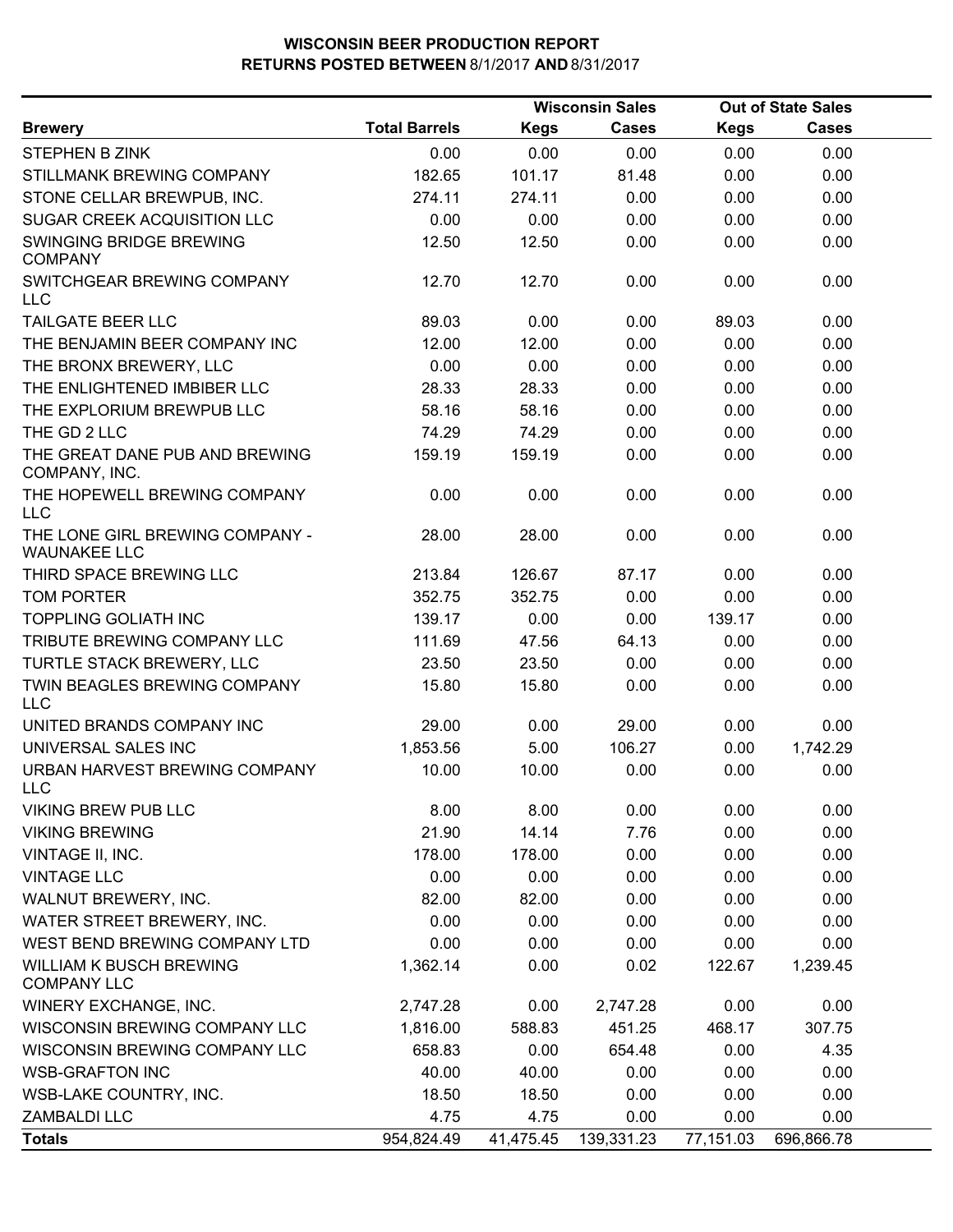# WISCONSIN BEER PRODUCTION REPORT
## RETURNS POSTED BETWEEN 8/1/2017 AND 8/31/2017

| | | Wisconsin Sales | | Out of State Sales | |
|---|---|---|---|---|---|
| **Brewery** | **Total Barrels** | **Kegs** | **Cases** | **Kegs** | **Cases** |
| STEPHEN B ZINK | 0.00 | 0.00 | 0.00 | 0.00 | 0.00 |
| STILLMANK BREWING COMPANY | 182.65 | 101.17 | 81.48 | 0.00 | 0.00 |
| STONE CELLAR BREWPUB, INC. | 274.11 | 274.11 | 0.00 | 0.00 | 0.00 |
| SUGAR CREEK ACQUISITION LLC | 0.00 | 0.00 | 0.00 | 0.00 | 0.00 |
| SWINGING BRIDGE BREWING COMPANY | 12.50 | 12.50 | 0.00 | 0.00 | 0.00 |
| SWITCHGEAR BREWING COMPANY LLC | 12.70 | 12.70 | 0.00 | 0.00 | 0.00 |
| TAILGATE BEER LLC | 89.03 | 0.00 | 0.00 | 89.03 | 0.00 |
| THE BENJAMIN BEER COMPANY INC | 12.00 | 12.00 | 0.00 | 0.00 | 0.00 |
| THE BRONX BREWERY, LLC | 0.00 | 0.00 | 0.00 | 0.00 | 0.00 |
| THE ENLIGHTENED IMBIBER LLC | 28.33 | 28.33 | 0.00 | 0.00 | 0.00 |
| THE EXPLORIUM BREWPUB LLC | 58.16 | 58.16 | 0.00 | 0.00 | 0.00 |
| THE GD 2 LLC | 74.29 | 74.29 | 0.00 | 0.00 | 0.00 |
| THE GREAT DANE PUB AND BREWING COMPANY, INC. | 159.19 | 159.19 | 0.00 | 0.00 | 0.00 |
| THE HOPEWELL BREWING COMPANY LLC | 0.00 | 0.00 | 0.00 | 0.00 | 0.00 |
| THE LONE GIRL BREWING COMPANY - WAUNAKEE LLC | 28.00 | 28.00 | 0.00 | 0.00 | 0.00 |
| THIRD SPACE BREWING LLC | 213.84 | 126.67 | 87.17 | 0.00 | 0.00 |
| TOM PORTER | 352.75 | 352.75 | 0.00 | 0.00 | 0.00 |
| TOPPLING GOLIATH INC | 139.17 | 0.00 | 0.00 | 139.17 | 0.00 |
| TRIBUTE BREWING COMPANY LLC | 111.69 | 47.56 | 64.13 | 0.00 | 0.00 |
| TURTLE STACK BREWERY, LLC | 23.50 | 23.50 | 0.00 | 0.00 | 0.00 |
| TWIN BEAGLES BREWING COMPANY LLC | 15.80 | 15.80 | 0.00 | 0.00 | 0.00 |
| UNITED BRANDS COMPANY INC | 29.00 | 0.00 | 29.00 | 0.00 | 0.00 |
| UNIVERSAL SALES INC | 1,853.56 | 5.00 | 106.27 | 0.00 | 1,742.29 |
| URBAN HARVEST BREWING COMPANY LLC | 10.00 | 10.00 | 0.00 | 0.00 | 0.00 |
| VIKING BREW PUB LLC | 8.00 | 8.00 | 0.00 | 0.00 | 0.00 |
| VIKING BREWING | 21.90 | 14.14 | 7.76 | 0.00 | 0.00 |
| VINTAGE II, INC. | 178.00 | 178.00 | 0.00 | 0.00 | 0.00 |
| VINTAGE LLC | 0.00 | 0.00 | 0.00 | 0.00 | 0.00 |
| WALNUT BREWERY, INC. | 82.00 | 82.00 | 0.00 | 0.00 | 0.00 |
| WATER STREET BREWERY, INC. | 0.00 | 0.00 | 0.00 | 0.00 | 0.00 |
| WEST BEND BREWING COMPANY LTD | 0.00 | 0.00 | 0.00 | 0.00 | 0.00 |
| WILLIAM K BUSCH BREWING COMPANY LLC | 1,362.14 | 0.00 | 0.02 | 122.67 | 1,239.45 |
| WINERY EXCHANGE, INC. | 2,747.28 | 0.00 | 2,747.28 | 0.00 | 0.00 |
| WISCONSIN BREWING COMPANY LLC | 1,816.00 | 588.83 | 451.25 | 468.17 | 307.75 |
| WISCONSIN BREWING COMPANY LLC | 658.83 | 0.00 | 654.48 | 0.00 | 4.35 |
| WSB-GRAFTON INC | 40.00 | 40.00 | 0.00 | 0.00 | 0.00 |
| WSB-LAKE COUNTRY, INC. | 18.50 | 18.50 | 0.00 | 0.00 | 0.00 |
| ZAMBALDI LLC | 4.75 | 4.75 | 0.00 | 0.00 | 0.00 |
| **Totals** | 954,824.49 | 41,475.45 | 139,331.23 | 77,151.03 | 696,866.78 |